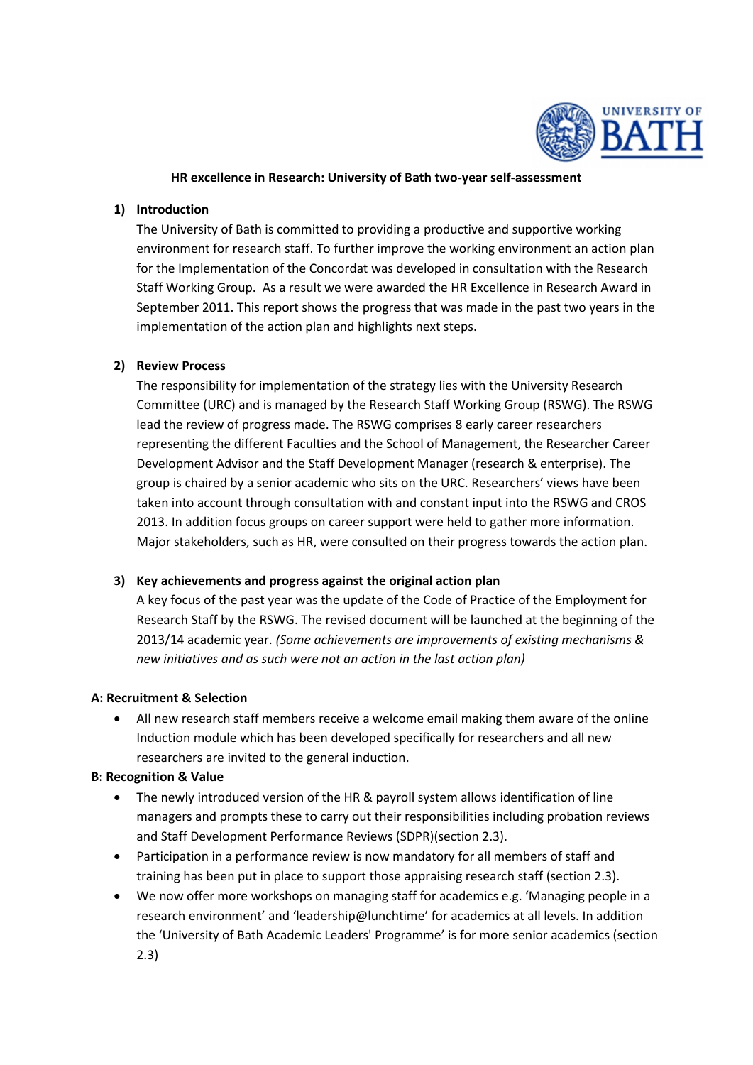# HR excellence in Research: University of Bath two-year self-assessment

## 1) Introduction

The University of Bath is committed to providing a productive and supportive working environment for research staff. To further improve the working environment an action plan for the Implementation of the Concordat was developed in consultation with the Research Staff Working Group. As a result we were awarded the HR Excellence in Research Award in September 2011. This report shows the progress that was made in the past two years in the implementation of the action plan and highlights next steps.

## 2) Review Process

The responsibility for implementation of the strategy lies with the University Research Committee (URC) and is managed by the Research Staff Working Group (RSWG). The RSWG lead the review of progress made. The RSWG comprises 8 early career researchers representing the different Faculties and the School of Management, the Researcher Career Development Advisor and the Staff Development Manager (research & enterprise). The group is chaired by a senior academic who sits on the URC. Researchers' views have been taken into account through consultation with and constant input into the RSWG and CROS 2013. In addition focus groups on career support were held to gather more information. Major stakeholders, such as HR, were consulted on their progress towards the action plan.

## 3) Key achievements and progress against the original action plan

A key focus of the past year was the update of the Code of Practice of the Employment for Research Staff by the RSWG. The revised document will be launched at the beginning of the 2013/14 academic year. *(Some achievements are improvements of existing mechanisms & new initiatives and as such were not an action in the last action plan)*

### A: Recruitment & Selection

- All new research staff members receive a welcome email making them aware of the online Induction module which has been developed specifically for researchers and all new researchers are invited to the general induction.

### B: Recognition & Value

- The newly introduced version of the HR & payroll system allows identification of line managers and prompts these to carry out their responsibilities including probation reviews and Staff Development Performance Reviews (SDPR)(section 2.3).
- Participation in a performance review is now mandatory for all members of staff and training has been put in place to support those appraising research staff (section 2.3).
- We now offer more workshops on managing staff for academics e.g. 'Managing people in a research environment' and 'leadership@lunchtime' for academics at all levels. In addition the 'University of Bath Academic Leaders' Programme' is for more senior academics (section 2.3)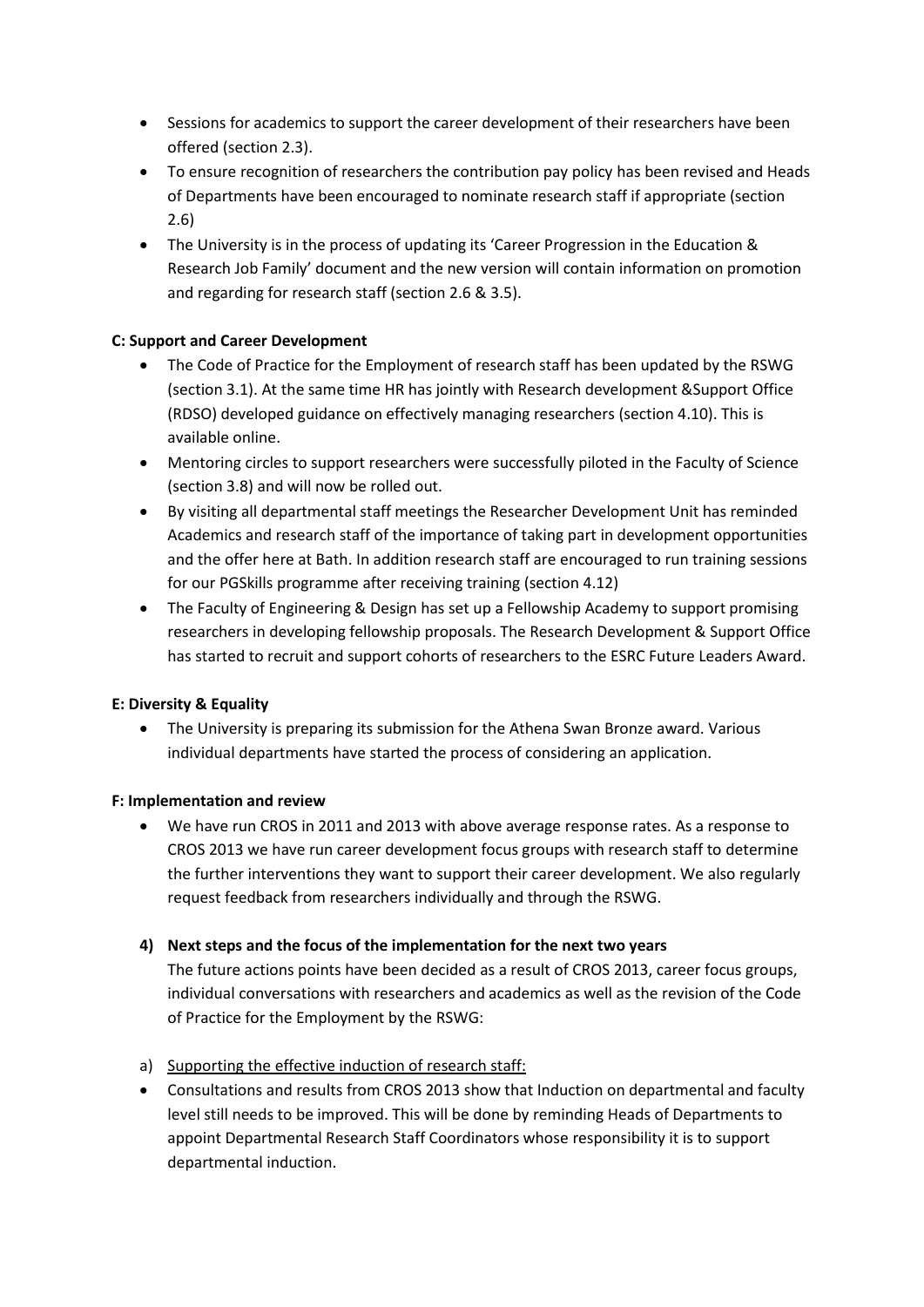- Sessions for academics to support the career development of their researchers have been offered (section 2.3).
- To ensure recognition of researchers the contribution pay policy has been revised and Heads of Departments have been encouraged to nominate research staff if appropriate (section 2.6)
- The University is in the process of updating its 'Career Progression in the Education & Research Job Family' document and the new version will contain information on promotion and regarding for research staff (section 2.6 & 3.5).

**C: Support and Career Development**

- The Code of Practice for the Employment of research staff has been updated by the RSWG (section 3.1). At the same time HR has jointly with Research development &Support Office (RDSO) developed guidance on effectively managing researchers (section 4.10). This is available online.
- Mentoring circles to support researchers were successfully piloted in the Faculty of Science (section 3.8) and will now be rolled out.
- By visiting all departmental staff meetings the Researcher Development Unit has reminded Academics and research staff of the importance of taking part in development opportunities and the offer here at Bath. In addition research staff are encouraged to run training sessions for our PGSkills programme after receiving training (section 4.12)
- The Faculty of Engineering & Design has set up a Fellowship Academy to support promising researchers in developing fellowship proposals. The Research Development & Support Office has started to recruit and support cohorts of researchers to the ESRC Future Leaders Award.

**E: Diversity & Equality**

- The University is preparing its submission for the Athena Swan Bronze award. Various individual departments have started the process of considering an application.

**F: Implementation and review**

- We have run CROS in 2011 and 2013 with above average response rates. As a response to CROS 2013 we have run career development focus groups with research staff to determine the further interventions they want to support their career development. We also regularly request feedback from researchers individually and through the RSWG.

**4) Next steps and the focus of the implementation for the next two years**

The future actions points have been decided as a result of CROS 2013, career focus groups, individual conversations with researchers and academics as well as the revision of the Code of Practice for the Employment by the RSWG:

a) Supporting the effective induction of research staff:

- Consultations and results from CROS 2013 show that Induction on departmental and faculty level still needs to be improved. This will be done by reminding Heads of Departments to appoint Departmental Research Staff Coordinators whose responsibility it is to support departmental induction.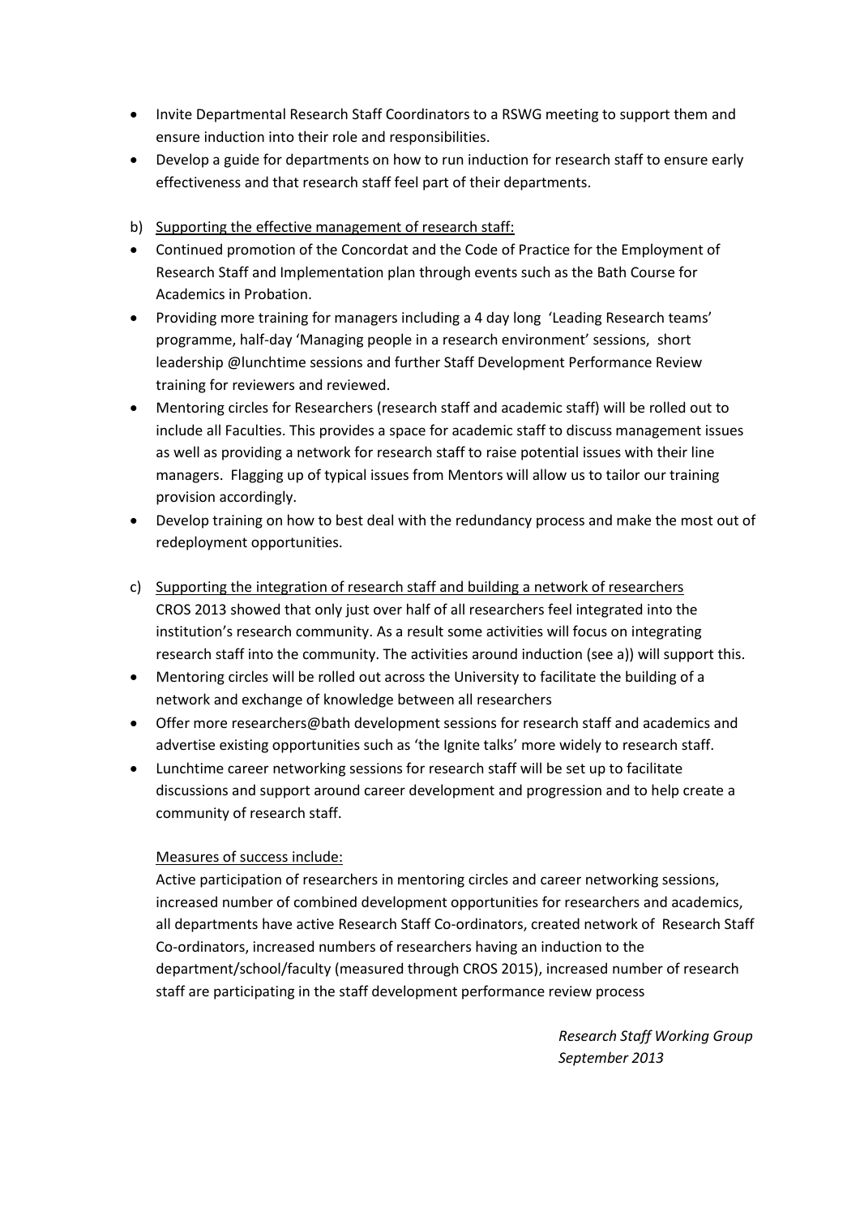- Invite Departmental Research Staff Coordinators to a RSWG meeting to support them and ensure induction into their role and responsibilities.
- Develop a guide for departments on how to run induction for research staff to ensure early effectiveness and that research staff feel part of their departments.

b) Supporting the effective management of research staff:

- Continued promotion of the Concordat and the Code of Practice for the Employment of Research Staff and Implementation plan through events such as the Bath Course for Academics in Probation.
- Providing more training for managers including a 4 day long 'Leading Research teams' programme, half-day 'Managing people in a research environment' sessions, short leadership @lunchtime sessions and further Staff Development Performance Review training for reviewers and reviewed.
- Mentoring circles for Researchers (research staff and academic staff) will be rolled out to include all Faculties. This provides a space for academic staff to discuss management issues as well as providing a network for research staff to raise potential issues with their line managers. Flagging up of typical issues from Mentors will allow us to tailor our training provision accordingly.
- Develop training on how to best deal with the redundancy process and make the most out of redeployment opportunities.

c) Supporting the integration of research staff and building a network of researchers

CROS 2013 showed that only just over half of all researchers feel integrated into the institution's research community. As a result some activities will focus on integrating research staff into the community. The activities around induction (see a)) will support this.

- Mentoring circles will be rolled out across the University to facilitate the building of a network and exchange of knowledge between all researchers
- Offer more researchers@bath development sessions for research staff and academics and advertise existing opportunities such as 'the Ignite talks' more widely to research staff.
- Lunchtime career networking sessions for research staff will be set up to facilitate discussions and support around career development and progression and to help create a community of research staff.

Measures of success include:

Active participation of researchers in mentoring circles and career networking sessions, increased number of combined development opportunities for researchers and academics, all departments have active Research Staff Co-ordinators, created network of Research Staff Co-ordinators, increased numbers of researchers having an induction to the department/school/faculty (measured through CROS 2015), increased number of research staff are participating in the staff development performance review process

*Research Staff Working Group*
*September 2013*